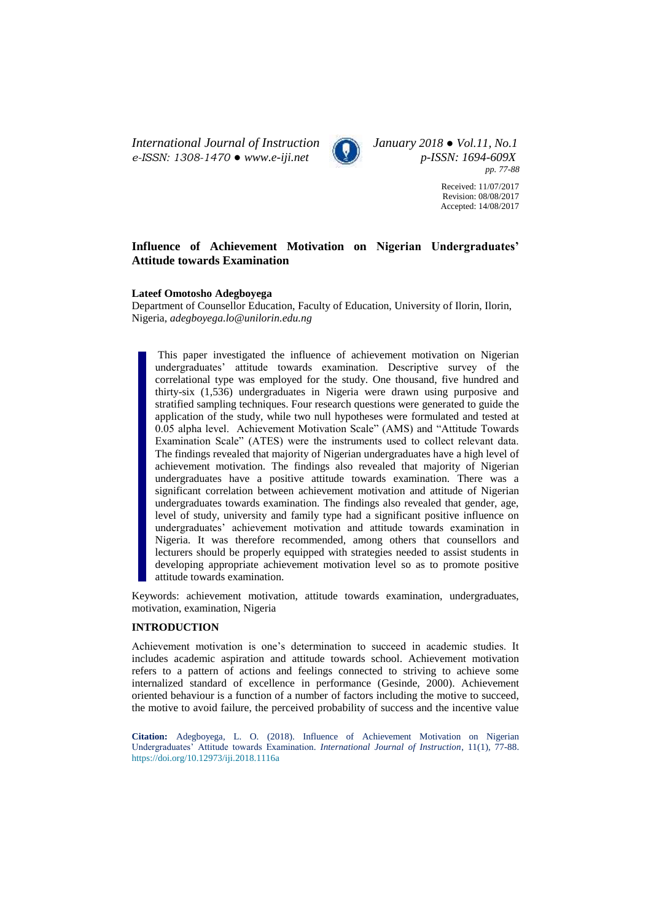Received: 11/07/2017
Revision: 08/08/2017
Accepted: 14/08/2017

# Influence of Achievement Motivation on Nigerian Undergraduates' Attitude towards Examination

**Lateef Omotosho Adegboyega**

Department of Counsellor Education, Faculty of Education, University of Ilorin, Ilorin, Nigeria, *adegboyega.lo@unilorin.edu.ng*

This paper investigated the influence of achievement motivation on Nigerian undergraduates' attitude towards examination. Descriptive survey of the correlational type was employed for the study. One thousand, five hundred and thirty-six (1,536) undergraduates in Nigeria were drawn using purposive and stratified sampling techniques. Four research questions were generated to guide the application of the study, while two null hypotheses were formulated and tested at 0.05 alpha level. Achievement Motivation Scale" (AMS) and "Attitude Towards Examination Scale" (ATES) were the instruments used to collect relevant data. The findings revealed that majority of Nigerian undergraduates have a high level of achievement motivation. The findings also revealed that majority of Nigerian undergraduates have a positive attitude towards examination. There was a significant correlation between achievement motivation and attitude of Nigerian undergraduates towards examination. The findings also revealed that gender, age, level of study, university and family type had a significant positive influence on undergraduates' achievement motivation and attitude towards examination in Nigeria. It was therefore recommended, among others that counsellors and lecturers should be properly equipped with strategies needed to assist students in developing appropriate achievement motivation level so as to promote positive attitude towards examination.

Keywords: achievement motivation, attitude towards examination, undergraduates, motivation, examination, Nigeria

## INTRODUCTION

Achievement motivation is one's determination to succeed in academic studies. It includes academic aspiration and attitude towards school. Achievement motivation refers to a pattern of actions and feelings connected to striving to achieve some internalized standard of excellence in performance (Gesinde, 2000). Achievement oriented behaviour is a function of a number of factors including the motive to succeed, the motive to avoid failure, the perceived probability of success and the incentive value

**Citation:** Adegboyega, L. O. (2018). Influence of Achievement Motivation on Nigerian Undergraduates' Attitude towards Examination. *International Journal of Instruction*, 11(1), 77-88. https://doi.org/10.12973/iji.2018.1116a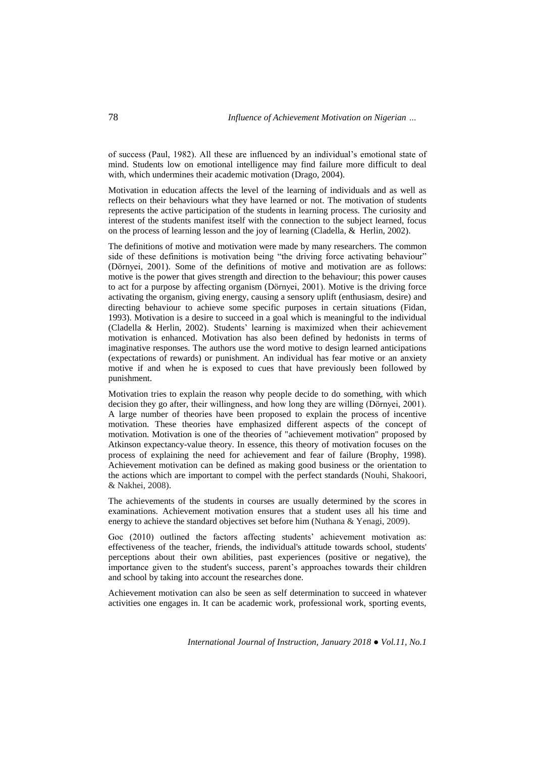of success (Paul, 1982). All these are influenced by an individual's emotional state of mind. Students low on emotional intelligence may find failure more difficult to deal with, which undermines their academic motivation (Drago, 2004).

Motivation in education affects the level of the learning of individuals and as well as reflects on their behaviours what they have learned or not. The motivation of students represents the active participation of the students in learning process. The curiosity and interest of the students manifest itself with the connection to the subject learned, focus on the process of learning lesson and the joy of learning (Cladella, & Herlin, 2002).

The definitions of motive and motivation were made by many researchers. The common side of these definitions is motivation being "the driving force activating behaviour" (Dörnyei, 2001). Some of the definitions of motive and motivation are as follows: motive is the power that gives strength and direction to the behaviour; this power causes to act for a purpose by affecting organism (Dörnyei, 2001). Motive is the driving force activating the organism, giving energy, causing a sensory uplift (enthusiasm, desire) and directing behaviour to achieve some specific purposes in certain situations (Fidan, 1993). Motivation is a desire to succeed in a goal which is meaningful to the individual (Cladella & Herlin, 2002). Students' learning is maximized when their achievement motivation is enhanced. Motivation has also been defined by hedonists in terms of imaginative responses. The authors use the word motive to design learned anticipations (expectations of rewards) or punishment. An individual has fear motive or an anxiety motive if and when he is exposed to cues that have previously been followed by punishment.

Motivation tries to explain the reason why people decide to do something, with which decision they go after, their willingness, and how long they are willing (Dörnyei, 2001). A large number of theories have been proposed to explain the process of incentive motivation. These theories have emphasized different aspects of the concept of motivation. Motivation is one of the theories of "achievement motivation" proposed by Atkinson expectancy-value theory. In essence, this theory of motivation focuses on the process of explaining the need for achievement and fear of failure (Brophy, 1998). Achievement motivation can be defined as making good business or the orientation to the actions which are important to compel with the perfect standards (Nouhi, Shakoori, & Nakhei, 2008).

The achievements of the students in courses are usually determined by the scores in examinations. Achievement motivation ensures that a student uses all his time and energy to achieve the standard objectives set before him (Nuthana & Yenagi, 2009).

Goc (2010) outlined the factors affecting students' achievement motivation as: effectiveness of the teacher, friends, the individual's attitude towards school, students' perceptions about their own abilities, past experiences (positive or negative), the importance given to the student's success, parent's approaches towards their children and school by taking into account the researches done.

Achievement motivation can also be seen as self determination to succeed in whatever activities one engages in. It can be academic work, professional work, sporting events,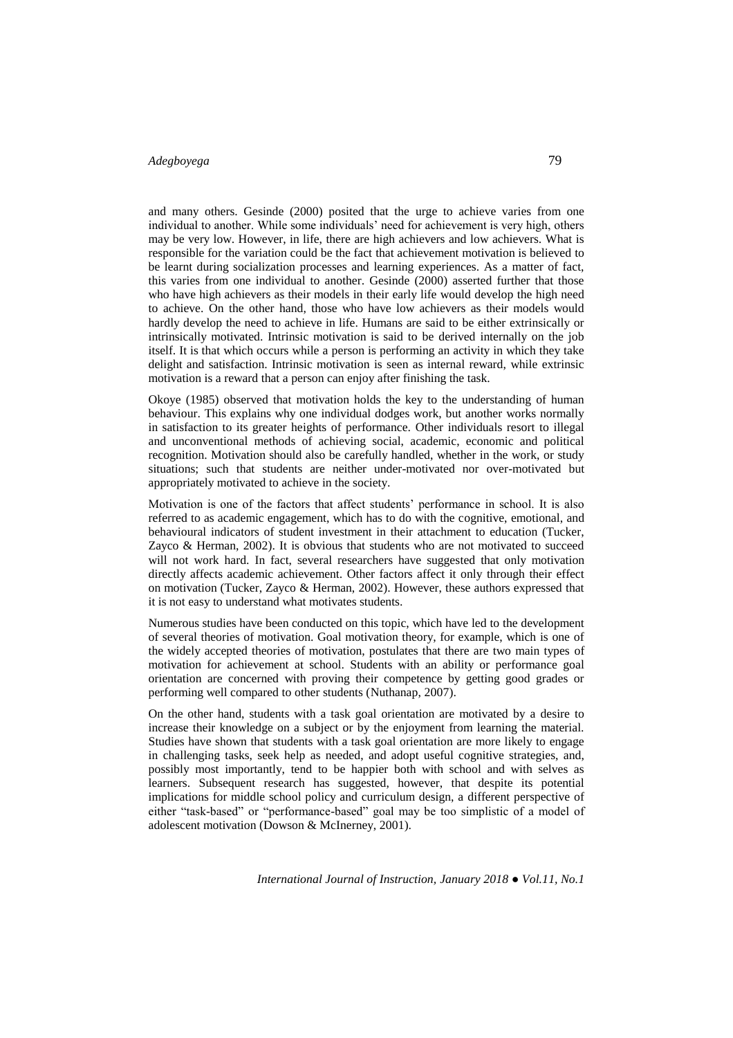and many others. Gesinde (2000) posited that the urge to achieve varies from one individual to another. While some individuals' need for achievement is very high, others may be very low. However, in life, there are high achievers and low achievers. What is responsible for the variation could be the fact that achievement motivation is believed to be learnt during socialization processes and learning experiences. As a matter of fact, this varies from one individual to another. Gesinde (2000) asserted further that those who have high achievers as their models in their early life would develop the high need to achieve. On the other hand, those who have low achievers as their models would hardly develop the need to achieve in life. Humans are said to be either extrinsically or intrinsically motivated. Intrinsic motivation is said to be derived internally on the job itself. It is that which occurs while a person is performing an activity in which they take delight and satisfaction. Intrinsic motivation is seen as internal reward, while extrinsic motivation is a reward that a person can enjoy after finishing the task.

Okoye (1985) observed that motivation holds the key to the understanding of human behaviour. This explains why one individual dodges work, but another works normally in satisfaction to its greater heights of performance. Other individuals resort to illegal and unconventional methods of achieving social, academic, economic and political recognition. Motivation should also be carefully handled, whether in the work, or study situations; such that students are neither under-motivated nor over-motivated but appropriately motivated to achieve in the society.

Motivation is one of the factors that affect students' performance in school. It is also referred to as academic engagement, which has to do with the cognitive, emotional, and behavioural indicators of student investment in their attachment to education (Tucker, Zayco & Herman, 2002). It is obvious that students who are not motivated to succeed will not work hard. In fact, several researchers have suggested that only motivation directly affects academic achievement. Other factors affect it only through their effect on motivation (Tucker, Zayco & Herman, 2002). However, these authors expressed that it is not easy to understand what motivates students.

Numerous studies have been conducted on this topic, which have led to the development of several theories of motivation. Goal motivation theory, for example, which is one of the widely accepted theories of motivation, postulates that there are two main types of motivation for achievement at school. Students with an ability or performance goal orientation are concerned with proving their competence by getting good grades or performing well compared to other students (Nuthanap, 2007).

On the other hand, students with a task goal orientation are motivated by a desire to increase their knowledge on a subject or by the enjoyment from learning the material. Studies have shown that students with a task goal orientation are more likely to engage in challenging tasks, seek help as needed, and adopt useful cognitive strategies, and, possibly most importantly, tend to be happier both with school and with selves as learners. Subsequent research has suggested, however, that despite its potential implications for middle school policy and curriculum design, a different perspective of either "task-based" or "performance-based" goal may be too simplistic of a model of adolescent motivation (Dowson & McInerney, 2001).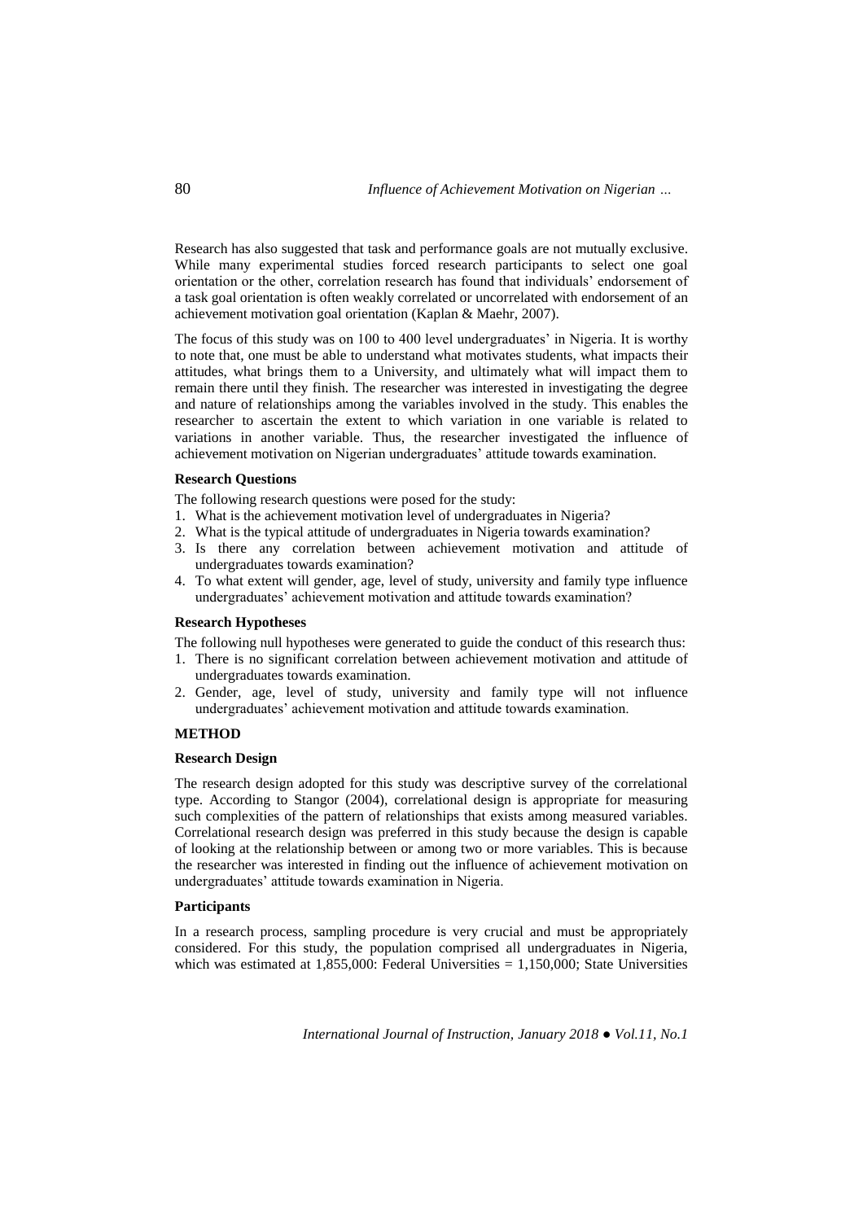Research has also suggested that task and performance goals are not mutually exclusive. While many experimental studies forced research participants to select one goal orientation or the other, correlation research has found that individuals' endorsement of a task goal orientation is often weakly correlated or uncorrelated with endorsement of an achievement motivation goal orientation (Kaplan & Maehr, 2007).

The focus of this study was on 100 to 400 level undergraduates' in Nigeria. It is worthy to note that, one must be able to understand what motivates students, what impacts their attitudes, what brings them to a University, and ultimately what will impact them to remain there until they finish. The researcher was interested in investigating the degree and nature of relationships among the variables involved in the study. This enables the researcher to ascertain the extent to which variation in one variable is related to variations in another variable. Thus, the researcher investigated the influence of achievement motivation on Nigerian undergraduates' attitude towards examination.

### Research Questions

The following research questions were posed for the study:

1. What is the achievement motivation level of undergraduates in Nigeria?
2. What is the typical attitude of undergraduates in Nigeria towards examination?
3. Is there any correlation between achievement motivation and attitude of undergraduates towards examination?
4. To what extent will gender, age, level of study, university and family type influence undergraduates' achievement motivation and attitude towards examination?

### Research Hypotheses

The following null hypotheses were generated to guide the conduct of this research thus:

1. There is no significant correlation between achievement motivation and attitude of undergraduates towards examination.
2. Gender, age, level of study, university and family type will not influence undergraduates' achievement motivation and attitude towards examination.

## METHOD

### Research Design

The research design adopted for this study was descriptive survey of the correlational type. According to Stangor (2004), correlational design is appropriate for measuring such complexities of the pattern of relationships that exists among measured variables. Correlational research design was preferred in this study because the design is capable of looking at the relationship between or among two or more variables. This is because the researcher was interested in finding out the influence of achievement motivation on undergraduates' attitude towards examination in Nigeria.

### Participants

In a research process, sampling procedure is very crucial and must be appropriately considered. For this study, the population comprised all undergraduates in Nigeria, which was estimated at 1,855,000: Federal Universities = 1,150,000; State Universities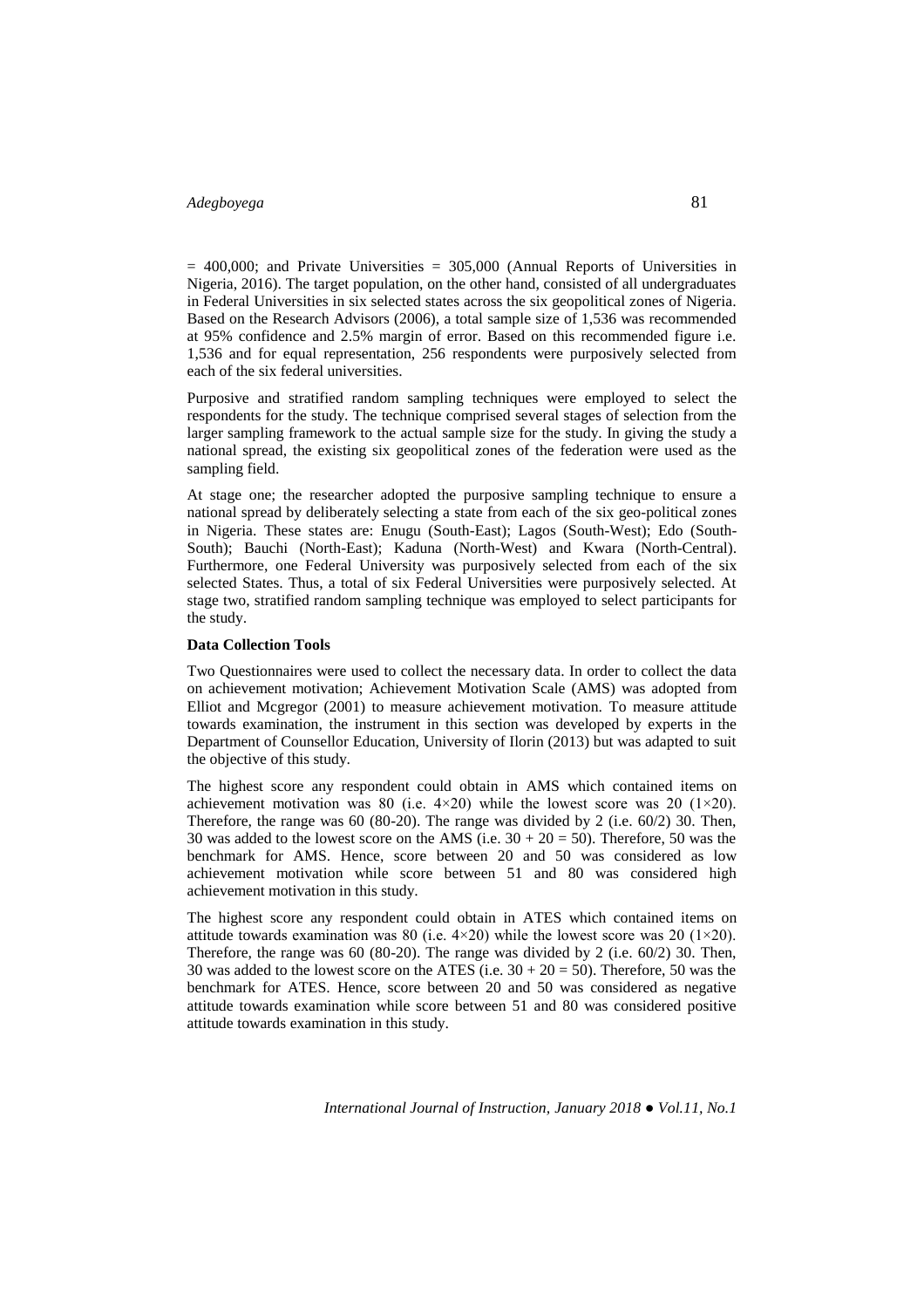= 400,000; and Private Universities = 305,000 (Annual Reports of Universities in Nigeria, 2016). The target population, on the other hand, consisted of all undergraduates in Federal Universities in six selected states across the six geopolitical zones of Nigeria. Based on the Research Advisors (2006), a total sample size of 1,536 was recommended at 95% confidence and 2.5% margin of error. Based on this recommended figure i.e. 1,536 and for equal representation, 256 respondents were purposively selected from each of the six federal universities.

Purposive and stratified random sampling techniques were employed to select the respondents for the study. The technique comprised several stages of selection from the larger sampling framework to the actual sample size for the study. In giving the study a national spread, the existing six geopolitical zones of the federation were used as the sampling field.

At stage one; the researcher adopted the purposive sampling technique to ensure a national spread by deliberately selecting a state from each of the six geo-political zones in Nigeria. These states are: Enugu (South-East); Lagos (South-West); Edo (South-South); Bauchi (North-East); Kaduna (North-West) and Kwara (North-Central). Furthermore, one Federal University was purposively selected from each of the six selected States. Thus, a total of six Federal Universities were purposively selected. At stage two, stratified random sampling technique was employed to select participants for the study.

**Data Collection Tools**

Two Questionnaires were used to collect the necessary data. In order to collect the data on achievement motivation; Achievement Motivation Scale (AMS) was adopted from Elliot and Mcgregor (2001) to measure achievement motivation. To measure attitude towards examination, the instrument in this section was developed by experts in the Department of Counsellor Education, University of Ilorin (2013) but was adapted to suit the objective of this study.

The highest score any respondent could obtain in AMS which contained items on achievement motivation was 80 (i.e. $4 \times 20$) while the lowest score was 20 ($1 \times 20$). Therefore, the range was 60 (80-20). The range was divided by 2 (i.e. 60/2) 30. Then, 30 was added to the lowest score on the AMS (i.e. $30 + 20 = 50$). Therefore, 50 was the benchmark for AMS. Hence, score between 20 and 50 was considered as low achievement motivation while score between 51 and 80 was considered high achievement motivation in this study.

The highest score any respondent could obtain in ATES which contained items on attitude towards examination was 80 (i.e. $4 \times 20$) while the lowest score was 20 ($1 \times 20$). Therefore, the range was 60 (80-20). The range was divided by 2 (i.e. 60/2) 30. Then, 30 was added to the lowest score on the ATES (i.e. $30 + 20 = 50$). Therefore, 50 was the benchmark for ATES. Hence, score between 20 and 50 was considered as negative attitude towards examination while score between 51 and 80 was considered positive attitude towards examination in this study.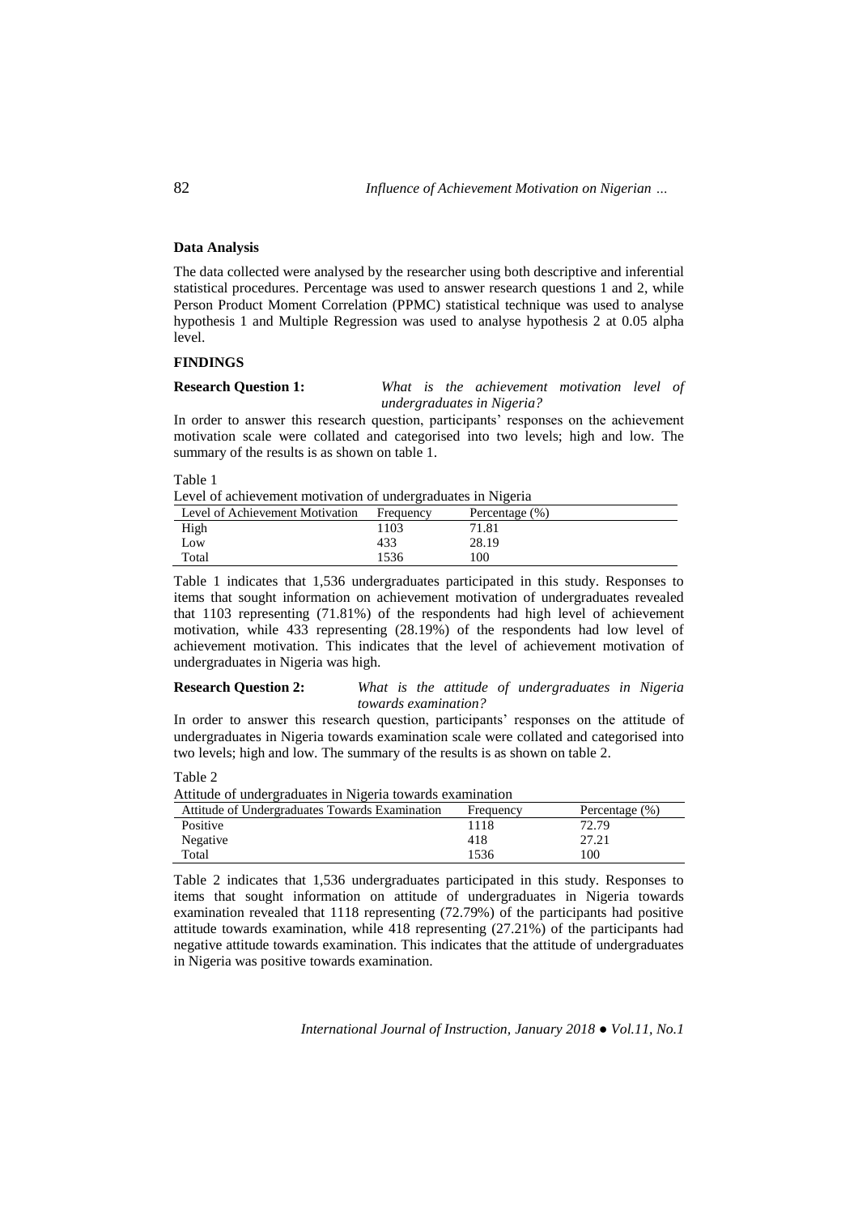### Data Analysis

The data collected were analysed by the researcher using both descriptive and inferential statistical procedures. Percentage was used to answer research questions 1 and 2, while Person Product Moment Correlation (PPMC) statistical technique was used to analyse hypothesis 1 and Multiple Regression was used to analyse hypothesis 2 at 0.05 alpha level.

## FINDINGS

**Research Question 1:** *What is the achievement motivation level of undergraduates in Nigeria?*

In order to answer this research question, participants' responses on the achievement motivation scale were collated and categorised into two levels; high and low. The summary of the results is as shown on table 1.

Table 1
Level of achievement motivation of undergraduates in Nigeria

| Level of Achievement Motivation | Frequency | Percentage (%) |
|---|---|---|
| High | 1103 | 71.81 |
| Low | 433 | 28.19 |
| Total | 1536 | 100 |

Table 1 indicates that 1,536 undergraduates participated in this study. Responses to items that sought information on achievement motivation of undergraduates revealed that 1103 representing (71.81%) of the respondents had high level of achievement motivation, while 433 representing (28.19%) of the respondents had low level of achievement motivation. This indicates that the level of achievement motivation of undergraduates in Nigeria was high.

**Research Question 2:** *What is the attitude of undergraduates in Nigeria towards examination?*

In order to answer this research question, participants' responses on the attitude of undergraduates in Nigeria towards examination scale were collated and categorised into two levels; high and low. The summary of the results is as shown on table 2.

Table 2
Attitude of undergraduates in Nigeria towards examination

| Attitude of Undergraduates Towards Examination | Frequency | Percentage (%) |
|---|---|---|
| Positive | 1118 | 72.79 |
| Negative | 418 | 27.21 |
| Total | 1536 | 100 |

Table 2 indicates that 1,536 undergraduates participated in this study. Responses to items that sought information on attitude of undergraduates in Nigeria towards examination revealed that 1118 representing (72.79%) of the participants had positive attitude towards examination, while 418 representing (27.21%) of the participants had negative attitude towards examination. This indicates that the attitude of undergraduates in Nigeria was positive towards examination.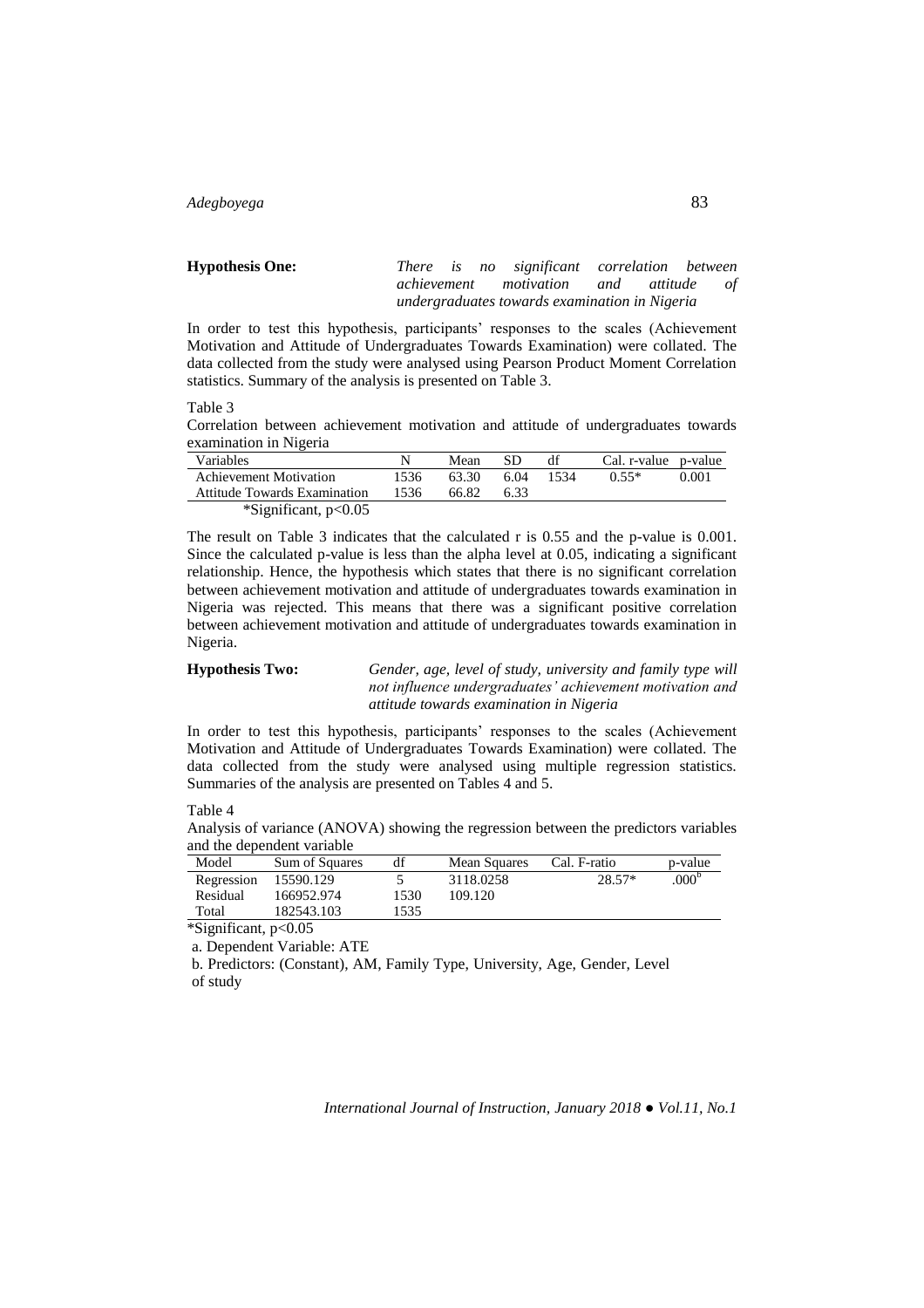**Hypothesis One:** *There is no significant correlation between achievement motivation and attitude of undergraduates towards examination in Nigeria*

In order to test this hypothesis, participants' responses to the scales (Achievement Motivation and Attitude of Undergraduates Towards Examination) were collated. The data collected from the study were analysed using Pearson Product Moment Correlation statistics. Summary of the analysis is presented on Table 3.

Table 3
Correlation between achievement motivation and attitude of undergraduates towards examination in Nigeria

| Variables | N | Mean | SD | df | Cal. r-value | p-value |
|---|---|---|---|---|---|---|
| Achievement Motivation | 1536 | 63.30 | 6.04 | 1534 | 0.55* | 0.001 |
| Attitude Towards Examination | 1536 | 66.82 | 6.33 | | | |

*Significant, $p<0.05$

The result on Table 3 indicates that the calculated r is 0.55 and the p-value is 0.001. Since the calculated p-value is less than the alpha level at 0.05, indicating a significant relationship. Hence, the hypothesis which states that there is no significant correlation between achievement motivation and attitude of undergraduates towards examination in Nigeria was rejected. This means that there was a significant positive correlation between achievement motivation and attitude of undergraduates towards examination in Nigeria.

**Hypothesis Two:** *Gender, age, level of study, university and family type will not influence undergraduates' achievement motivation and attitude towards examination in Nigeria*

In order to test this hypothesis, participants' responses to the scales (Achievement Motivation and Attitude of Undergraduates Towards Examination) were collated. The data collected from the study were analysed using multiple regression statistics. Summaries of the analysis are presented on Tables 4 and 5.

Table 4
Analysis of variance (ANOVA) showing the regression between the predictors variables and the dependent variable

| Model | Sum of Squares | df | Mean Squares | Cal. F-ratio | p-value |
|---|---|---|---|---|---|
| Regression | 15590.129 | 5 | 3118.0258 | 28.57* | .000[b] |
| Residual | 166952.974 | 1530 | 109.120 | | |
| Total | 182543.103 | 1535 | | | |

*Significant, $p<0.05$

a. Dependent Variable: ATE

b. Predictors: (Constant), AM, Family Type, University, Age, Gender, Level of study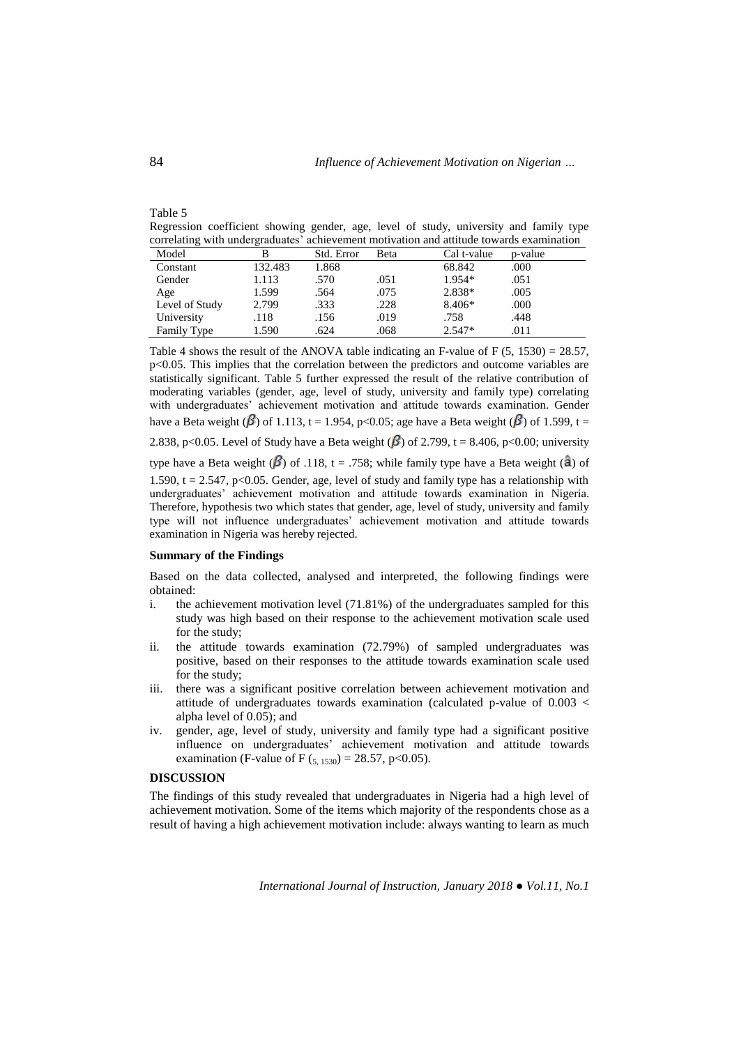Table 5

Regression coefficient showing gender, age, level of study, university and family type correlating with undergraduates' achievement motivation and attitude towards examination

| Model | B | Std. Error | Beta | Cal t-value | p-value |
|---|---|---|---|---|---|
| Constant | 132.483 | 1.868 | | 68.842 | .000 |
| Gender | 1.113 | .570 | .051 | 1.954* | .051 |
| Age | 1.599 | .564 | .075 | 2.838* | .005 |
| Level of Study | 2.799 | .333 | .228 | 8.406* | .000 |
| University | .118 | .156 | .019 | .758 | .448 |
| Family Type | 1.590 | .624 | .068 | 2.547* | .011 |

Table 4 shows the result of the ANOVA table indicating an F-value of F (5, 1530) = 28.57, $p<0.05$. This implies that the correlation between the predictors and outcome variables are statistically significant. Table 5 further expressed the result of the relative contribution of moderating variables (gender, age, level of study, university and family type) correlating with undergraduates' achievement motivation and attitude towards examination. Gender have a Beta weight ($\beta$) of 1.113, t = 1.954, $p<0.05$; age have a Beta weight ($\beta$) of 1.599, t = 2.838, $p<0.05$. Level of Study have a Beta weight ($\beta$) of 2.799, t = 8.406, $p<0.00$; university type have a Beta weight ($\beta$) of .118, t = .758; while family type have a Beta weight ($\hat{a}$) of 1.590, t = 2.547, $p<0.05$. Gender, age, level of study and family type has a relationship with undergraduates' achievement motivation and attitude towards examination in Nigeria. Therefore, hypothesis two which states that gender, age, level of study, university and family type will not influence undergraduates' achievement motivation and attitude towards examination in Nigeria was hereby rejected.

**Summary of the Findings**

Based on the data collected, analysed and interpreted, the following findings were obtained:

i. the achievement motivation level (71.81%) of the undergraduates sampled for this study was high based on their response to the achievement motivation scale used for the study;
ii. the attitude towards examination (72.79%) of sampled undergraduates was positive, based on their responses to the attitude towards examination scale used for the study;
iii. there was a significant positive correlation between achievement motivation and attitude of undergraduates towards examination (calculated p-value of 0.003 < alpha level of 0.05); and
iv. gender, age, level of study, university and family type had a significant positive influence on undergraduates' achievement motivation and attitude towards examination (F-value of $F_{(5, 1530)} = 28.57$, $p<0.05$).

## DISCUSSION

The findings of this study revealed that undergraduates in Nigeria had a high level of achievement motivation. Some of the items which majority of the respondents chose as a result of having a high achievement motivation include: always wanting to learn as much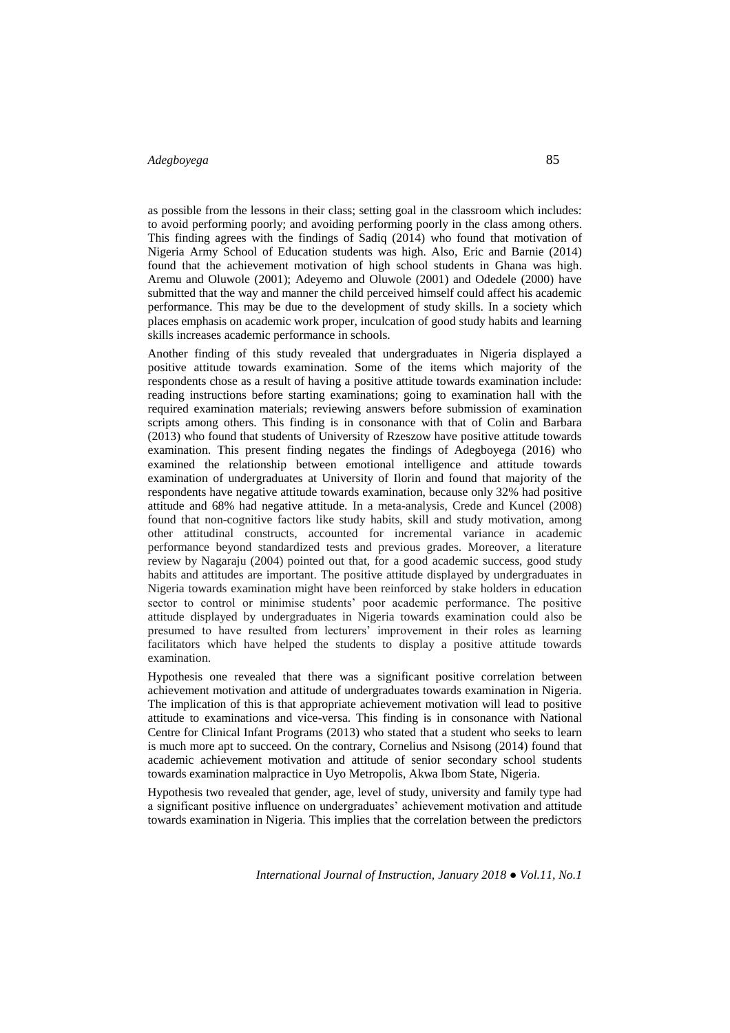as possible from the lessons in their class; setting goal in the classroom which includes: to avoid performing poorly; and avoiding performing poorly in the class among others. This finding agrees with the findings of Sadiq (2014) who found that motivation of Nigeria Army School of Education students was high. Also, Eric and Barnie (2014) found that the achievement motivation of high school students in Ghana was high. Aremu and Oluwole (2001); Adeyemo and Oluwole (2001) and Odedele (2000) have submitted that the way and manner the child perceived himself could affect his academic performance. This may be due to the development of study skills. In a society which places emphasis on academic work proper, inculcation of good study habits and learning skills increases academic performance in schools.

Another finding of this study revealed that undergraduates in Nigeria displayed a positive attitude towards examination. Some of the items which majority of the respondents chose as a result of having a positive attitude towards examination include: reading instructions before starting examinations; going to examination hall with the required examination materials; reviewing answers before submission of examination scripts among others. This finding is in consonance with that of Colin and Barbara (2013) who found that students of University of Rzeszow have positive attitude towards examination. This present finding negates the findings of Adegboyega (2016) who examined the relationship between emotional intelligence and attitude towards examination of undergraduates at University of Ilorin and found that majority of the respondents have negative attitude towards examination, because only 32% had positive attitude and 68% had negative attitude. In a meta-analysis, Crede and Kuncel (2008) found that non-cognitive factors like study habits, skill and study motivation, among other attitudinal constructs, accounted for incremental variance in academic performance beyond standardized tests and previous grades. Moreover, a literature review by Nagaraju (2004) pointed out that, for a good academic success, good study habits and attitudes are important. The positive attitude displayed by undergraduates in Nigeria towards examination might have been reinforced by stake holders in education sector to control or minimise students' poor academic performance. The positive attitude displayed by undergraduates in Nigeria towards examination could also be presumed to have resulted from lecturers' improvement in their roles as learning facilitators which have helped the students to display a positive attitude towards examination.

Hypothesis one revealed that there was a significant positive correlation between achievement motivation and attitude of undergraduates towards examination in Nigeria. The implication of this is that appropriate achievement motivation will lead to positive attitude to examinations and vice-versa. This finding is in consonance with National Centre for Clinical Infant Programs (2013) who stated that a student who seeks to learn is much more apt to succeed. On the contrary, Cornelius and Nsisong (2014) found that academic achievement motivation and attitude of senior secondary school students towards examination malpractice in Uyo Metropolis, Akwa Ibom State, Nigeria.

Hypothesis two revealed that gender, age, level of study, university and family type had a significant positive influence on undergraduates' achievement motivation and attitude towards examination in Nigeria. This implies that the correlation between the predictors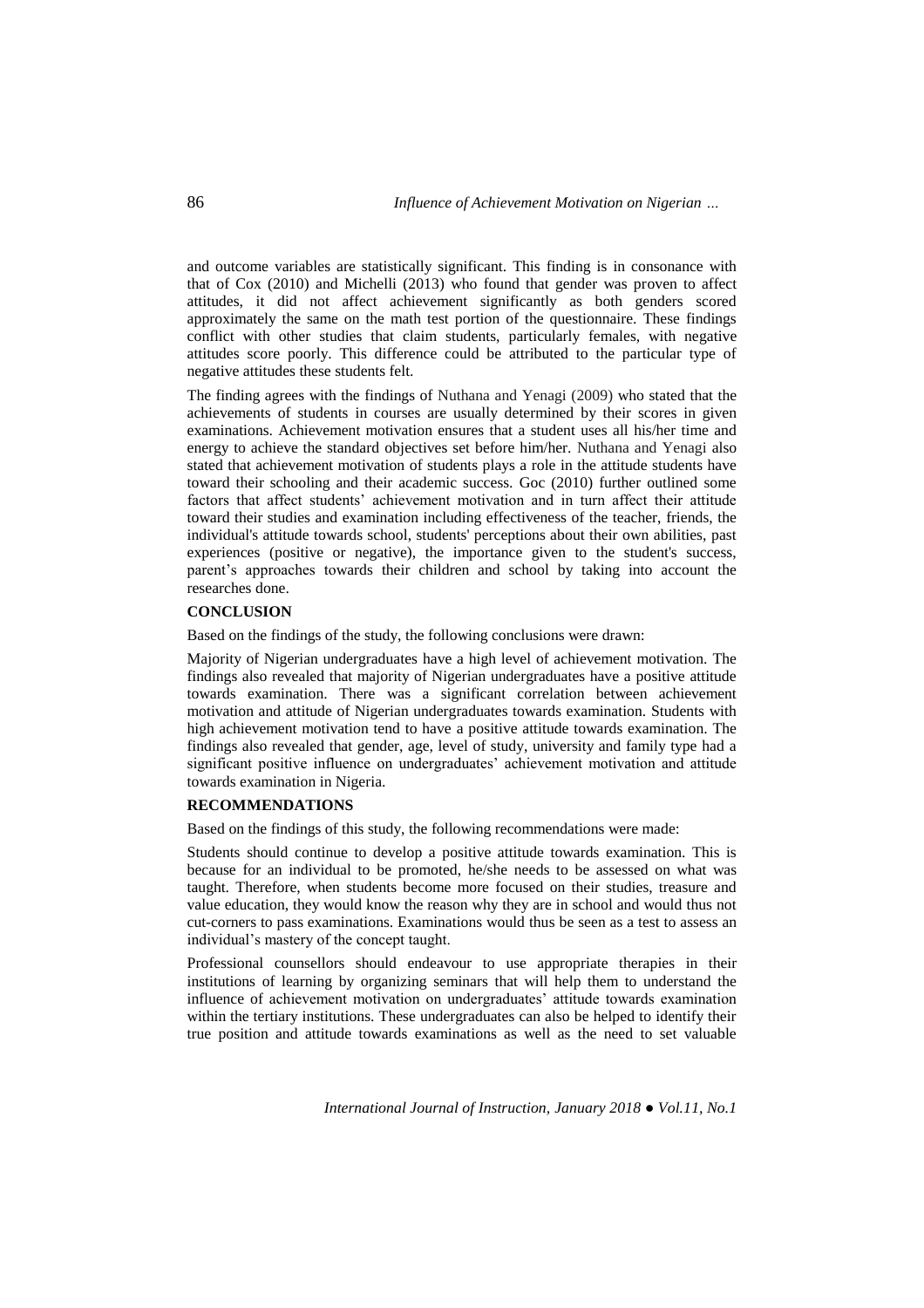and outcome variables are statistically significant. This finding is in consonance with that of Cox (2010) and Michelli (2013) who found that gender was proven to affect attitudes, it did not affect achievement significantly as both genders scored approximately the same on the math test portion of the questionnaire. These findings conflict with other studies that claim students, particularly females, with negative attitudes score poorly. This difference could be attributed to the particular type of negative attitudes these students felt.

The finding agrees with the findings of Nuthana and Yenagi (2009) who stated that the achievements of students in courses are usually determined by their scores in given examinations. Achievement motivation ensures that a student uses all his/her time and energy to achieve the standard objectives set before him/her. Nuthana and Yenagi also stated that achievement motivation of students plays a role in the attitude students have toward their schooling and their academic success. Goc (2010) further outlined some factors that affect students' achievement motivation and in turn affect their attitude toward their studies and examination including effectiveness of the teacher, friends, the individual's attitude towards school, students' perceptions about their own abilities, past experiences (positive or negative), the importance given to the student's success, parent's approaches towards their children and school by taking into account the researches done.

## CONCLUSION

Based on the findings of the study, the following conclusions were drawn:

Majority of Nigerian undergraduates have a high level of achievement motivation. The findings also revealed that majority of Nigerian undergraduates have a positive attitude towards examination. There was a significant correlation between achievement motivation and attitude of Nigerian undergraduates towards examination. Students with high achievement motivation tend to have a positive attitude towards examination. The findings also revealed that gender, age, level of study, university and family type had a significant positive influence on undergraduates' achievement motivation and attitude towards examination in Nigeria.

## RECOMMENDATIONS

Based on the findings of this study, the following recommendations were made:

Students should continue to develop a positive attitude towards examination. This is because for an individual to be promoted, he/she needs to be assessed on what was taught. Therefore, when students become more focused on their studies, treasure and value education, they would know the reason why they are in school and would thus not cut-corners to pass examinations. Examinations would thus be seen as a test to assess an individual's mastery of the concept taught.

Professional counsellors should endeavour to use appropriate therapies in their institutions of learning by organizing seminars that will help them to understand the influence of achievement motivation on undergraduates' attitude towards examination within the tertiary institutions. These undergraduates can also be helped to identify their true position and attitude towards examinations as well as the need to set valuable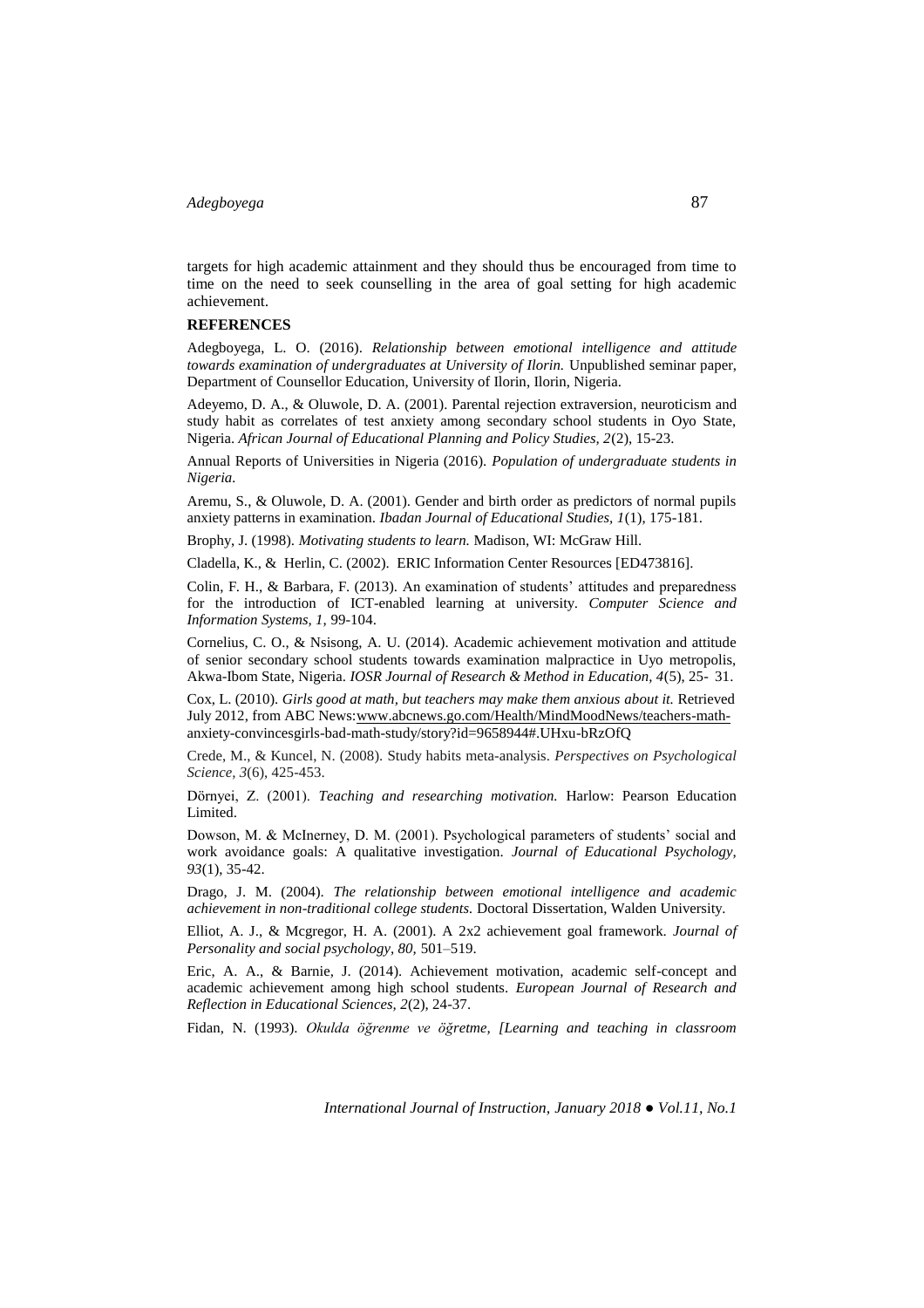targets for high academic attainment and they should thus be encouraged from time to time on the need to seek counselling in the area of goal setting for high academic achievement.

## REFERENCES

Adegboyega, L. O. (2016). *Relationship between emotional intelligence and attitude towards examination of undergraduates at University of Ilorin.* Unpublished seminar paper, Department of Counsellor Education, University of Ilorin, Ilorin, Nigeria.

Adeyemo, D. A., & Oluwole, D. A. (2001). Parental rejection extraversion, neuroticism and study habit as correlates of test anxiety among secondary school students in Oyo State, Nigeria. *African Journal of Educational Planning and Policy Studies, 2*(2), 15-23.

Annual Reports of Universities in Nigeria (2016). *Population of undergraduate students in Nigeria.*

Aremu, S., & Oluwole, D. A. (2001). Gender and birth order as predictors of normal pupils anxiety patterns in examination. *Ibadan Journal of Educational Studies, 1*(1), 175-181.

Brophy, J. (1998). *Motivating students to learn.* Madison, WI: McGraw Hill.

Cladella, K., & Herlin, C. (2002). ERIC Information Center Resources [ED473816].

Colin, F. H., & Barbara, F. (2013). An examination of students' attitudes and preparedness for the introduction of ICT-enabled learning at university. *Computer Science and Information Systems, 1,* 99-104.

Cornelius, C. O., & Nsisong, A. U. (2014). Academic achievement motivation and attitude of senior secondary school students towards examination malpractice in Uyo metropolis, Akwa-Ibom State, Nigeria. *IOSR Journal of Research & Method in Education, 4*(5), 25- 31.

Cox, L. (2010). *Girls good at math, but teachers may make them anxious about it.* Retrieved July 2012, from ABC News:www.abcnews.go.com/Health/MindMoodNews/teachers-math-anxiety-convincesgirls-bad-math-study/story?id=9658944#.UHxu-bRzOfQ

Crede, M., & Kuncel, N. (2008). Study habits meta-analysis. *Perspectives on Psychological Science, 3*(6), 425-453.

Dörnyei, Z. (2001). *Teaching and researching motivation.* Harlow: Pearson Education Limited.

Dowson, M. & McInerney, D. M. (2001). Psychological parameters of students' social and work avoidance goals: A qualitative investigation. *Journal of Educational Psychology, 93*(1), 35-42.

Drago, J. M. (2004). *The relationship between emotional intelligence and academic achievement in non-traditional college students.* Doctoral Dissertation, Walden University.

Elliot, A. J., & Mcgregor, H. A. (2001). A 2x2 achievement goal framework. *Journal of Personality and social psychology, 80,* 501–519.

Eric, A. A., & Barnie, J. (2014). Achievement motivation, academic self-concept and academic achievement among high school students. *European Journal of Research and Reflection in Educational Sciences, 2*(2), 24-37.

Fidan, N. (1993). *Okulda öğrenme ve öğretme, [Learning and teaching in classroom*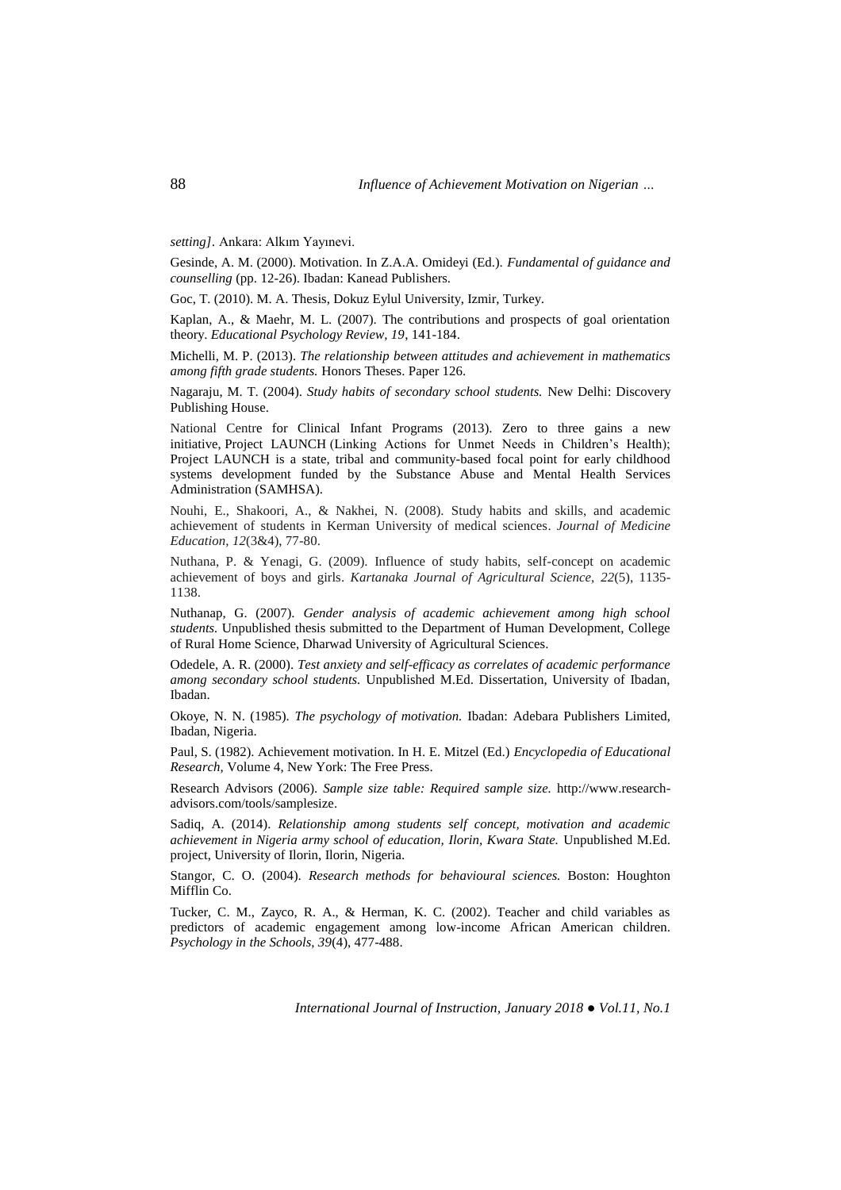*setting]*. Ankara: Alkım Yayınevi.

Gesinde, A. M. (2000). Motivation. In Z.A.A. Omideyi (Ed.). *Fundamental of guidance and counselling* (pp. 12-26). Ibadan: Kanead Publishers.

Goc, T. (2010). M. A. Thesis, Dokuz Eylul University, Izmir, Turkey.

Kaplan, A., & Maehr, M. L. (2007). The contributions and prospects of goal orientation theory. *Educational Psychology Review*, *19*, 141-184.

Michelli, M. P. (2013). *The relationship between attitudes and achievement in mathematics among fifth grade students.* Honors Theses. Paper 126.

Nagaraju, M. T. (2004). *Study habits of secondary school students.* New Delhi: Discovery Publishing House.

National Centre for Clinical Infant Programs (2013). Zero to three gains a new initiative, Project LAUNCH (Linking Actions for Unmet Needs in Children's Health); Project LAUNCH is a state, tribal and community-based focal point for early childhood systems development funded by the Substance Abuse and Mental Health Services Administration (SAMHSA).

Nouhi, E., Shakoori, A., & Nakhei, N. (2008). Study habits and skills, and academic achievement of students in Kerman University of medical sciences. *Journal of Medicine Education*, *12*(3&4), 77-80.

Nuthana, P. & Yenagi, G. (2009). Influence of study habits, self-concept on academic achievement of boys and girls. *Kartanaka Journal of Agricultural Science*, *22*(5), 1135-1138.

Nuthanap, G. (2007). *Gender analysis of academic achievement among high school students.* Unpublished thesis submitted to the Department of Human Development, College of Rural Home Science, Dharwad University of Agricultural Sciences.

Odedele, A. R. (2000). *Test anxiety and self-efficacy as correlates of academic performance among secondary school students.* Unpublished M.Ed. Dissertation, University of Ibadan, Ibadan.

Okoye, N. N. (1985). *The psychology of motivation.* Ibadan: Adebara Publishers Limited, Ibadan, Nigeria.

Paul, S. (1982). Achievement motivation. In H. E. Mitzel (Ed.) *Encyclopedia of Educational Research,* Volume 4, New York: The Free Press.

Research Advisors (2006). *Sample size table: Required sample size.* http://www.research-advisors.com/tools/samplesize.

Sadiq, A. (2014). *Relationship among students self concept, motivation and academic achievement in Nigeria army school of education, Ilorin, Kwara State.* Unpublished M.Ed. project, University of Ilorin, Ilorin, Nigeria.

Stangor, C. O. (2004). *Research methods for behavioural sciences.* Boston: Houghton Mifflin Co.

Tucker, C. M., Zayco, R. A., & Herman, K. C. (2002). Teacher and child variables as predictors of academic engagement among low-income African American children. *Psychology in the Schools*, *39*(4), 477-488.